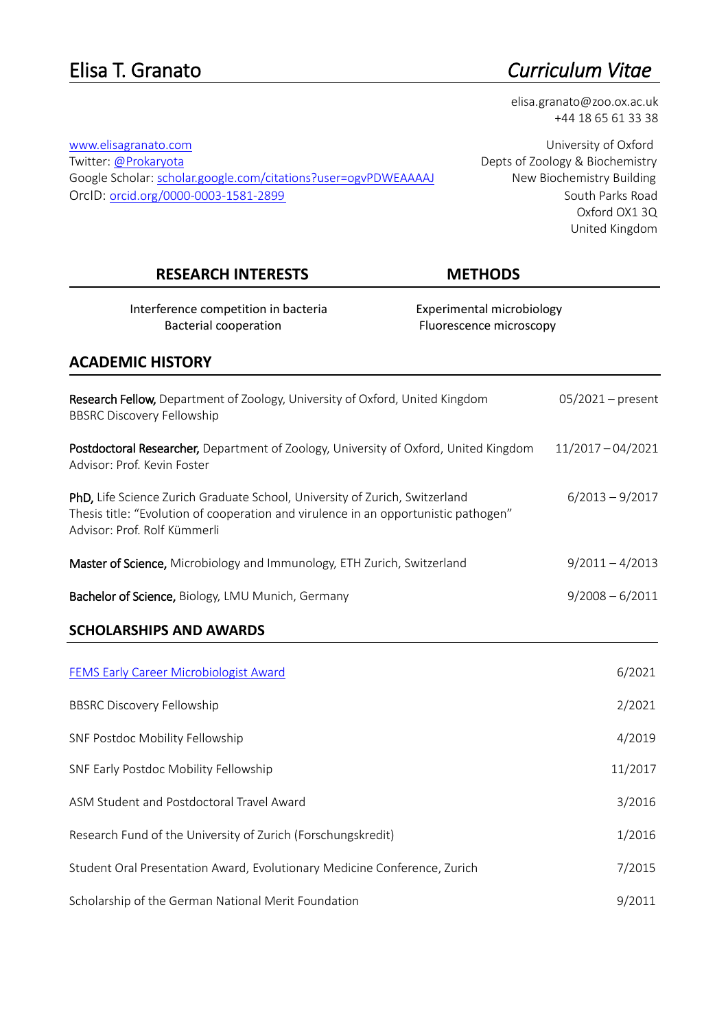# Elisa T. Granato

*Curriculum Vitae*

elisa.granato@zoo.ox.ac.uk
+44 18 65 61 33 38

[www.elisagranato.com](www.elisagranato.com)
Twitter: [@Prokaryota](@Prokaryota)
Google Scholar: [scholar.google.com/citations?user=ogvPDWEAAAAJ](scholar.google.com/citations?user=ogvPDWEAAAAJ)
OrcID: [orcid.org/0000-0003-1581-2899](orcid.org/0000-0003-1581-2899)

University of Oxford
Depts of Zoology & Biochemistry
New Biochemistry Building
South Parks Road
Oxford OX1 3Q
United Kingdom

| RESEARCH INTERESTS | METHODS |
|---|---|
| Interference competition in bacteria | Experimental microbiology |
| Bacterial cooperation | Fluorescence microscopy |

## ACADEMIC HISTORY

**Research Fellow,** Department of Zoology, University of Oxford, United Kingdom — 05/2021 – present
BBSRC Discovery Fellowship

**Postdoctoral Researcher,** Department of Zoology, University of Oxford, United Kingdom — 11/2017 – 04/2021
Advisor: Prof. Kevin Foster

**PhD,** Life Science Zurich Graduate School, University of Zurich, Switzerland — 6/2013 – 9/2017
Thesis title: "Evolution of cooperation and virulence in an opportunistic pathogen"
Advisor: Prof. Rolf Kümmerli

**Master of Science,** Microbiology and Immunology, ETH Zurich, Switzerland — 9/2011 – 4/2013

**Bachelor of Science,** Biology, LMU Munich, Germany — 9/2008 – 6/2011

## SCHOLARSHIPS AND AWARDS

| | |
|---|---|
| FEMS Early Career Microbiologist Award | 6/2021 |
| BBSRC Discovery Fellowship | 2/2021 |
| SNF Postdoc Mobility Fellowship | 4/2019 |
| SNF Early Postdoc Mobility Fellowship | 11/2017 |
| ASM Student and Postdoctoral Travel Award | 3/2016 |
| Research Fund of the University of Zurich (Forschungskredit) | 1/2016 |
| Student Oral Presentation Award, Evolutionary Medicine Conference, Zurich | 7/2015 |
| Scholarship of the German National Merit Foundation | 9/2011 |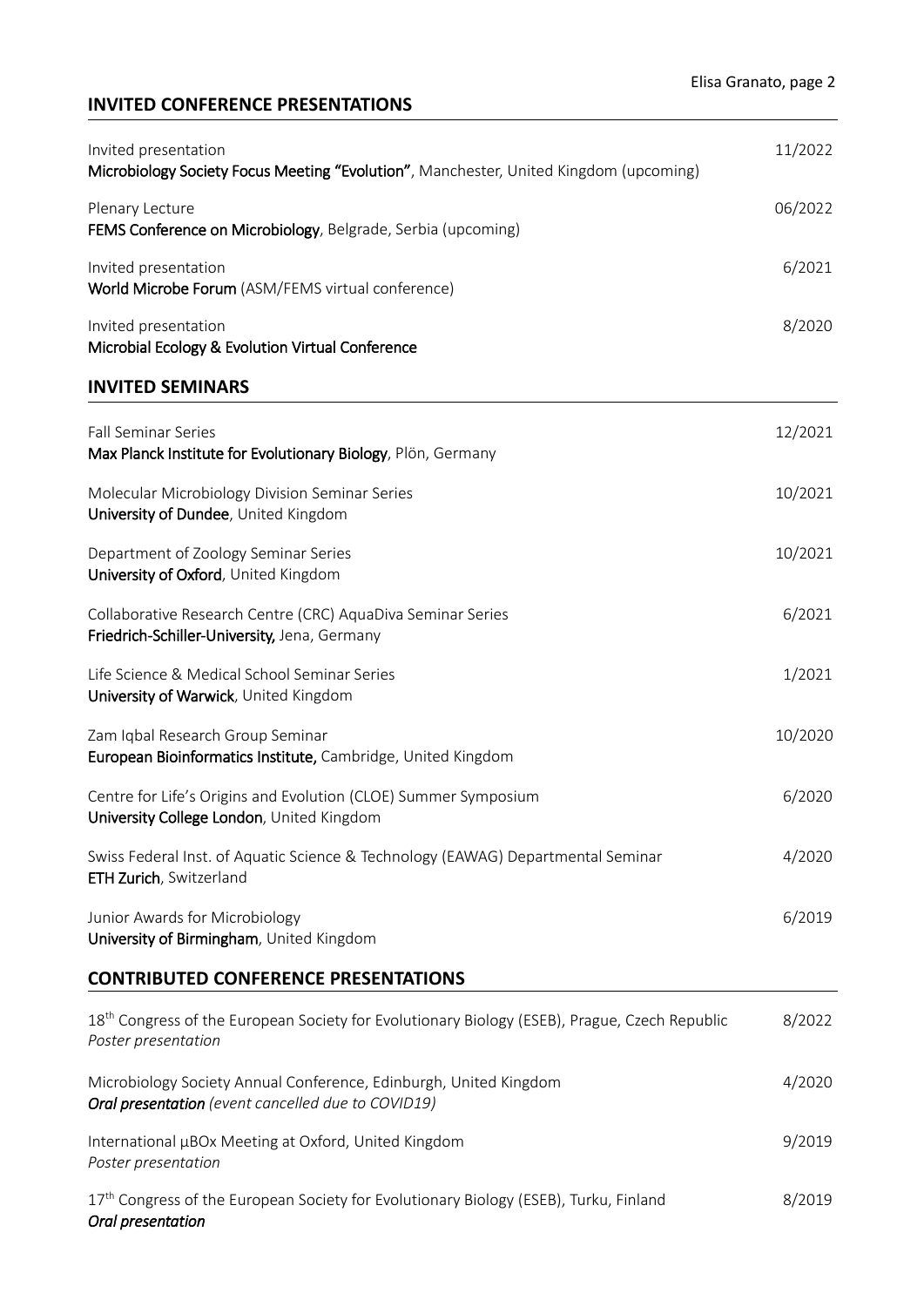## INVITED CONFERENCE PRESENTATIONS

Invited presentation — 11/2022
**Microbiology Society Focus Meeting "Evolution"**, Manchester, United Kingdom (upcoming)

Plenary Lecture — 06/2022
**FEMS Conference on Microbiology**, Belgrade, Serbia (upcoming)

Invited presentation — 6/2021
**World Microbe Forum** (ASM/FEMS virtual conference)

Invited presentation — 8/2020
**Microbial Ecology & Evolution Virtual Conference**

## INVITED SEMINARS

Fall Seminar Series — 12/2021
**Max Planck Institute for Evolutionary Biology**, Plön, Germany

Molecular Microbiology Division Seminar Series — 10/2021
**University of Dundee**, United Kingdom

Department of Zoology Seminar Series — 10/2021
**University of Oxford**, United Kingdom

Collaborative Research Centre (CRC) AquaDiva Seminar Series — 6/2021
**Friedrich-Schiller-University,** Jena, Germany

Life Science & Medical School Seminar Series — 1/2021
**University of Warwick**, United Kingdom

Zam Iqbal Research Group Seminar — 10/2020
**European Bioinformatics Institute,** Cambridge, United Kingdom

Centre for Life's Origins and Evolution (CLOE) Summer Symposium — 6/2020
**University College London**, United Kingdom

Swiss Federal Inst. of Aquatic Science & Technology (EAWAG) Departmental Seminar — 4/2020
**ETH Zurich**, Switzerland

Junior Awards for Microbiology — 6/2019
**University of Birmingham**, United Kingdom

## CONTRIBUTED CONFERENCE PRESENTATIONS

18th Congress of the European Society for Evolutionary Biology (ESEB), Prague, Czech Republic — 8/2022
*Poster presentation*

Microbiology Society Annual Conference, Edinburgh, United Kingdom — 4/2020
***Oral presentation*** *(event cancelled due to COVID19)*

International µBOx Meeting at Oxford, United Kingdom — 9/2019
*Poster presentation*

17th Congress of the European Society for Evolutionary Biology (ESEB), Turku, Finland — 8/2019
***Oral presentation***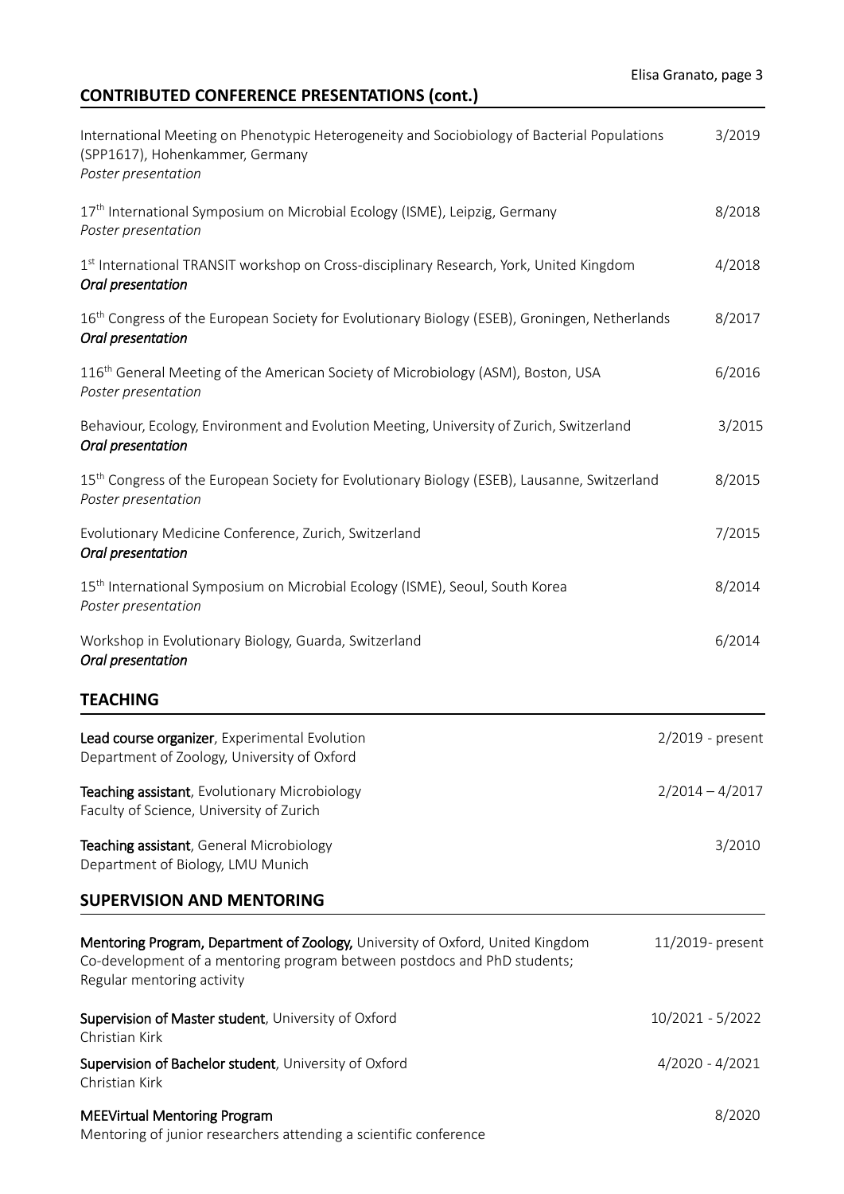## CONTRIBUTED CONFERENCE PRESENTATIONS (cont.)

International Meeting on Phenotypic Heterogeneity and Sociobiology of Bacterial Populations (SPP1617), Hohenkammer, Germany — 3/2019
*Poster presentation*

17th International Symposium on Microbial Ecology (ISME), Leipzig, Germany — 8/2018
*Poster presentation*

1st International TRANSIT workshop on Cross-disciplinary Research, York, United Kingdom — 4/2018
***Oral presentation***

16th Congress of the European Society for Evolutionary Biology (ESEB), Groningen, Netherlands — 8/2017
***Oral presentation***

116th General Meeting of the American Society of Microbiology (ASM), Boston, USA — 6/2016
*Poster presentation*

Behaviour, Ecology, Environment and Evolution Meeting, University of Zurich, Switzerland — 3/2015
***Oral presentation***

15th Congress of the European Society for Evolutionary Biology (ESEB), Lausanne, Switzerland — 8/2015
*Poster presentation*

Evolutionary Medicine Conference, Zurich, Switzerland — 7/2015
***Oral presentation***

15th International Symposium on Microbial Ecology (ISME), Seoul, South Korea — 8/2014
*Poster presentation*

Workshop in Evolutionary Biology, Guarda, Switzerland — 6/2014
***Oral presentation***

## TEACHING

**Lead course organizer**, Experimental Evolution — 2/2019 - present
Department of Zoology, University of Oxford

**Teaching assistant**, Evolutionary Microbiology — 2/2014 – 4/2017
Faculty of Science, University of Zurich

**Teaching assistant**, General Microbiology — 3/2010
Department of Biology, LMU Munich

## SUPERVISION AND MENTORING

**Mentoring Program, Department of Zoology,** University of Oxford, United Kingdom — 11/2019- present
Co-development of a mentoring program between postdocs and PhD students;
Regular mentoring activity

**Supervision of Master student**, University of Oxford — 10/2021 - 5/2022
Christian Kirk

**Supervision of Bachelor student**, University of Oxford — 4/2020 - 4/2021
Christian Kirk

**MEEVirtual Mentoring Program** — 8/2020
Mentoring of junior researchers attending a scientific conference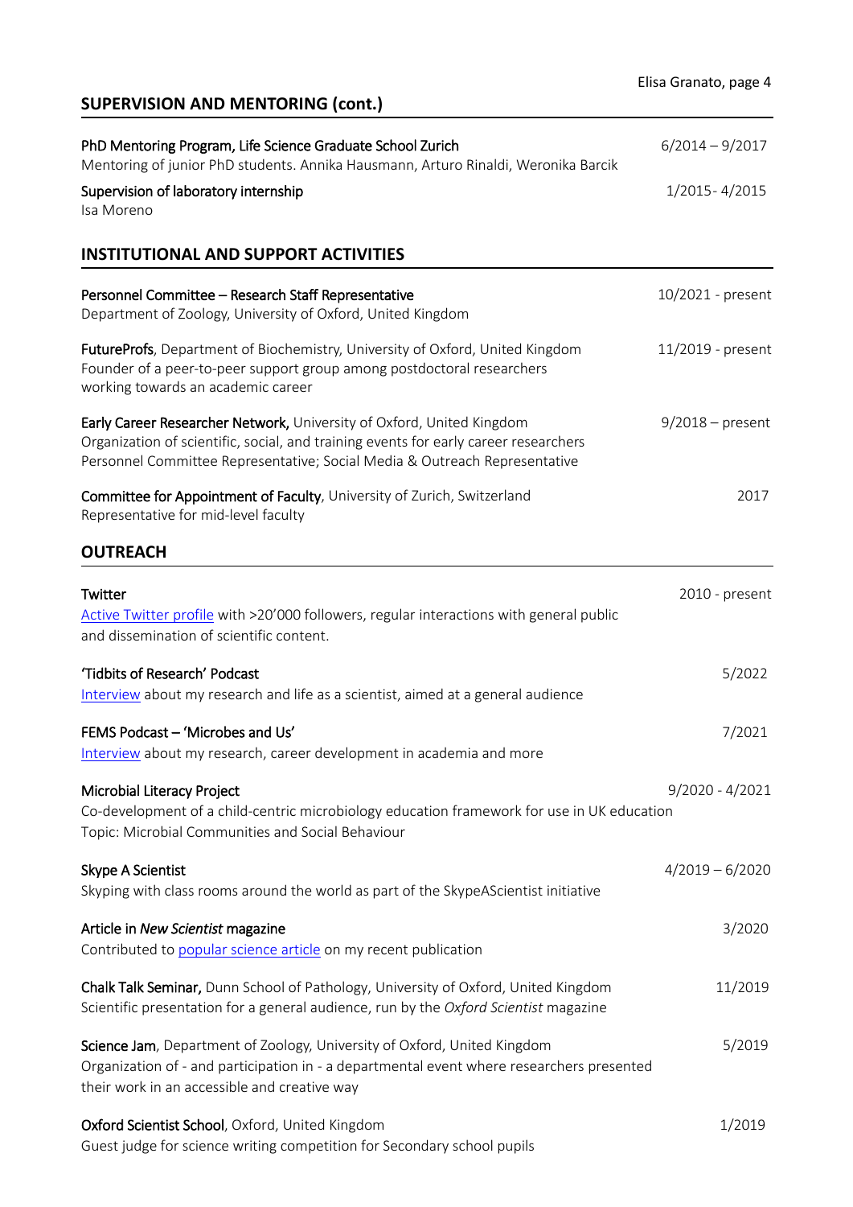## SUPERVISION AND MENTORING (cont.)

**PhD Mentoring Program, Life Science Graduate School Zurich** — 6/2014 – 9/2017
Mentoring of junior PhD students. Annika Hausmann, Arturo Rinaldi, Weronika Barcik

**Supervision of laboratory internship** — 1/2015- 4/2015
Isa Moreno

## INSTITUTIONAL AND SUPPORT ACTIVITIES

**Personnel Committee – Research Staff Representative** — 10/2021 - present
Department of Zoology, University of Oxford, United Kingdom

**FutureProfs**, Department of Biochemistry, University of Oxford, United Kingdom — 11/2019 - present
Founder of a peer-to-peer support group among postdoctoral researchers working towards an academic career

**Early Career Researcher Network,** University of Oxford, United Kingdom — 9/2018 – present
Organization of scientific, social, and training events for early career researchers
Personnel Committee Representative; Social Media & Outreach Representative

**Committee for Appointment of Faculty**, University of Zurich, Switzerland — 2017
Representative for mid-level faculty

## OUTREACH

**Twitter** — 2010 - present
Active Twitter profile with >20'000 followers, regular interactions with general public and dissemination of scientific content.

**'Tidbits of Research' Podcast** — 5/2022
Interview about my research and life as a scientist, aimed at a general audience

**FEMS Podcast – 'Microbes and Us'** — 7/2021
Interview about my research, career development in academia and more

**Microbial Literacy Project** — 9/2020 - 4/2021
Co-development of a child-centric microbiology education framework for use in UK education
Topic: Microbial Communities and Social Behaviour

**Skype A Scientist** — 4/2019 – 6/2020
Skyping with class rooms around the world as part of the SkypeAScientist initiative

**Article in *New Scientist* magazine** — 3/2020
Contributed to popular science article on my recent publication

**Chalk Talk Seminar,** Dunn School of Pathology, University of Oxford, United Kingdom — 11/2019
Scientific presentation for a general audience, run by the *Oxford Scientist* magazine

**Science Jam**, Department of Zoology, University of Oxford, United Kingdom — 5/2019
Organization of - and participation in - a departmental event where researchers presented their work in an accessible and creative way

**Oxford Scientist School**, Oxford, United Kingdom — 1/2019
Guest judge for science writing competition for Secondary school pupils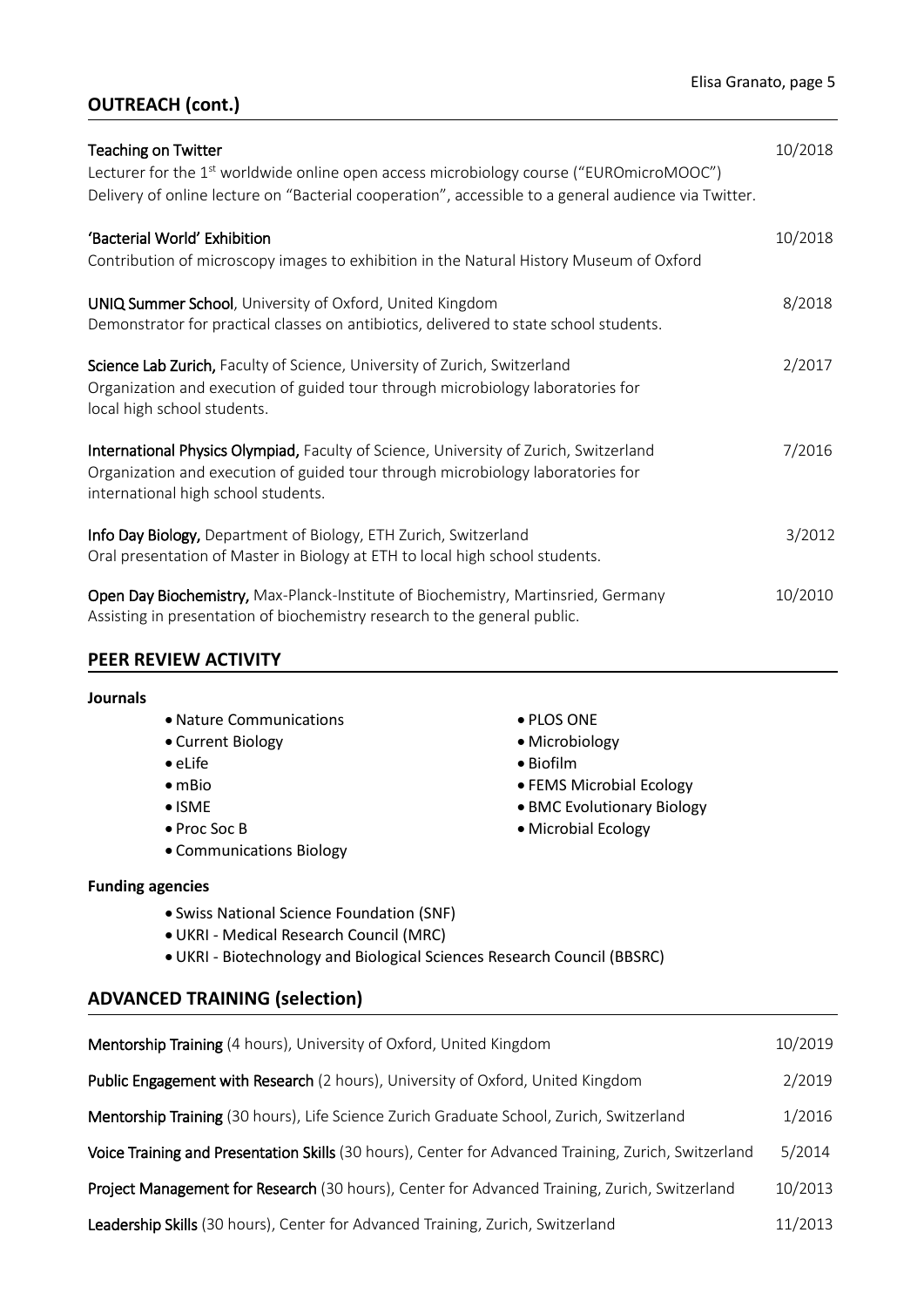## OUTREACH (cont.)

**Teaching on Twitter** 10/2018
Lecturer for the 1st worldwide online open access microbiology course ("EUROmicroMOOC")
Delivery of online lecture on "Bacterial cooperation", accessible to a general audience via Twitter.

**'Bacterial World' Exhibition** 10/2018
Contribution of microscopy images to exhibition in the Natural History Museum of Oxford

**UNIQ Summer School**, University of Oxford, United Kingdom 8/2018
Demonstrator for practical classes on antibiotics, delivered to state school students.

**Science Lab Zurich,** Faculty of Science, University of Zurich, Switzerland 2/2017
Organization and execution of guided tour through microbiology laboratories for local high school students.

**International Physics Olympiad,** Faculty of Science, University of Zurich, Switzerland 7/2016
Organization and execution of guided tour through microbiology laboratories for international high school students.

**Info Day Biology,** Department of Biology, ETH Zurich, Switzerland 3/2012
Oral presentation of Master in Biology at ETH to local high school students.

**Open Day Biochemistry,** Max-Planck-Institute of Biochemistry, Martinsried, Germany 10/2010
Assisting in presentation of biochemistry research to the general public.

## PEER REVIEW ACTIVITY

**Journals**

- Nature Communications
- Current Biology
- eLife
- mBio
- ISME
- Proc Soc B
- Communications Biology
- PLOS ONE
- Microbiology
- Biofilm
- FEMS Microbial Ecology
- BMC Evolutionary Biology
- Microbial Ecology

**Funding agencies**

- Swiss National Science Foundation (SNF)
- UKRI - Medical Research Council (MRC)
- UKRI - Biotechnology and Biological Sciences Research Council (BBSRC)

## ADVANCED TRAINING (selection)

**Mentorship Training** (4 hours), University of Oxford, United Kingdom 10/2019

**Public Engagement with Research** (2 hours), University of Oxford, United Kingdom 2/2019

**Mentorship Training** (30 hours), Life Science Zurich Graduate School, Zurich, Switzerland 1/2016

**Voice Training and Presentation Skills** (30 hours), Center for Advanced Training, Zurich, Switzerland 5/2014

**Project Management for Research** (30 hours), Center for Advanced Training, Zurich, Switzerland 10/2013

**Leadership Skills** (30 hours), Center for Advanced Training, Zurich, Switzerland 11/2013